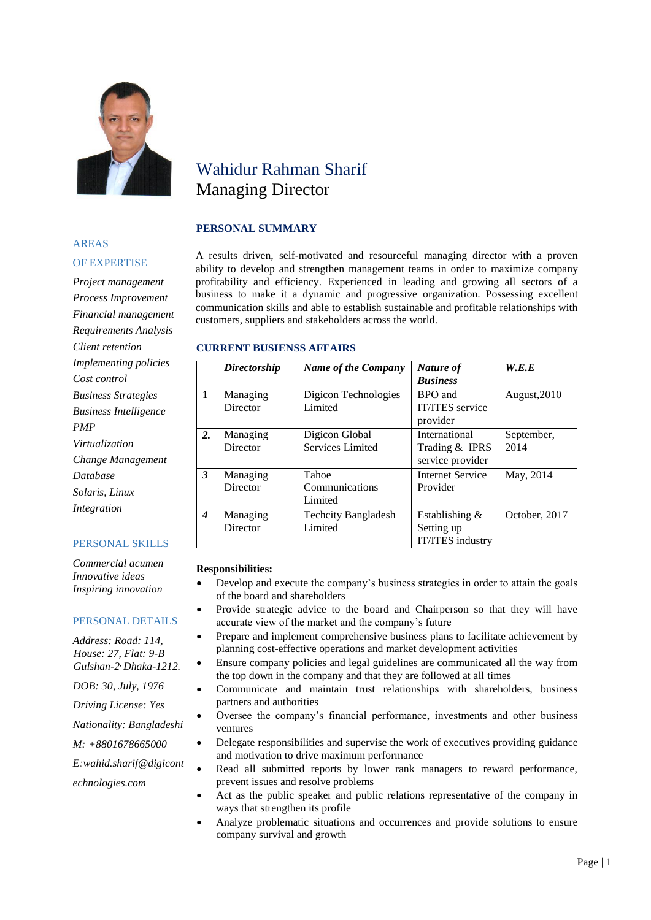# Wahidur Rahman Sharif
Managing Director

## AREAS OF EXPERTISE

*Project management*
*Process Improvement*
*Financial management*
*Requirements Analysis*
*Client retention*
*Implementing policies*
*Cost control*
*Business Strategies*
*Business Intelligence*
*PMP*
*Virtualization*
*Change Management*
*Database*
*Solaris, Linux*
*Integration*

## PERSONAL SKILLS

*Commercial acumen*
*Innovative ideas*
*Inspiring innovation*

## PERSONAL DETAILS

*Address: Road: 114, House: 27, Flat: 9-B Gulshan-2, Dhaka-1212.*

*DOB: 30, July, 1976*

*Driving License: Yes*

*Nationality: Bangladeshi*

*M: +8801678665000*

*E:wahid.sharif@digicontechnologies.com*

## PERSONAL SUMMARY

A results driven, self-motivated and resourceful managing director with a proven ability to develop and strengthen management teams in order to maximize company profitability and efficiency. Experienced in leading and growing all sectors of a business to make it a dynamic and progressive organization. Possessing excellent communication skills and able to establish sustainable and profitable relationships with customers, suppliers and stakeholders across the world.

## CURRENT BUSIENSS AFFAIRS

| | ***Directorship*** | ***Name of the Company*** | ***Nature of Business*** | ***W.E.E*** |
|---|---|---|---|---|
| 1 | Managing Director | Digicon Technologies Limited | BPO and IT/ITES service provider | August,2010 |
| ***2.*** | Managing Director | Digicon Global Services Limited | International Trading & IPRS service provider | September, 2014 |
| ***3*** | Managing Director | Tahoe Communications Limited | Internet Service Provider | May, 2014 |
| ***4*** | Managing Director | Techcity Bangladesh Limited | Establishing & Setting up IT/ITES industry | October, 2017 |

**Responsibilities:**

- Develop and execute the company's business strategies in order to attain the goals of the board and shareholders
- Provide strategic advice to the board and Chairperson so that they will have accurate view of the market and the company's future
- Prepare and implement comprehensive business plans to facilitate achievement by planning cost-effective operations and market development activities
- Ensure company policies and legal guidelines are communicated all the way from the top down in the company and that they are followed at all times
- Communicate and maintain trust relationships with shareholders, business partners and authorities
- Oversee the company's financial performance, investments and other business ventures
- Delegate responsibilities and supervise the work of executives providing guidance and motivation to drive maximum performance
- Read all submitted reports by lower rank managers to reward performance, prevent issues and resolve problems
- Act as the public speaker and public relations representative of the company in ways that strengthen its profile
- Analyze problematic situations and occurrences and provide solutions to ensure company survival and growth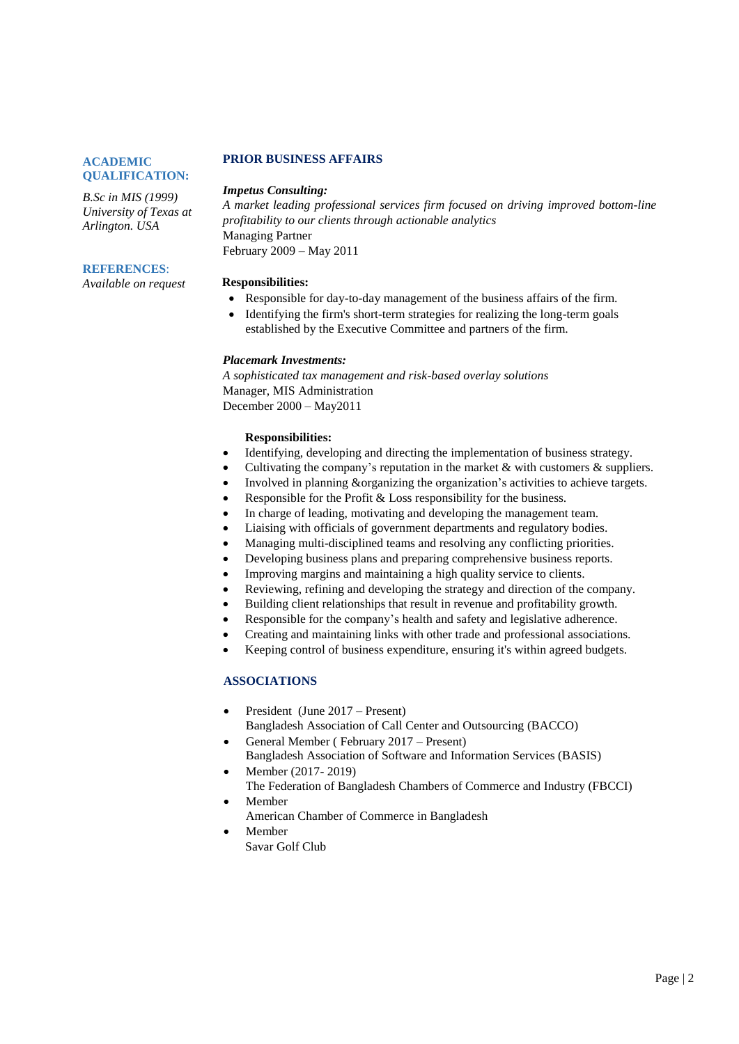## ACADEMIC QUALIFICATION:

*B.Sc in MIS (1999)*
*University of Texas at Arlington. USA*

## REFERENCES:

*Available on request*

## PRIOR BUSINESS AFFAIRS

***Impetus Consulting:***
*A market leading professional services firm focused on driving improved bottom-line profitability to our clients through actionable analytics*
Managing Partner
February 2009 – May 2011

**Responsibilities:**

- Responsible for day-to-day management of the business affairs of the firm.
- Identifying the firm's short-term strategies for realizing the long-term goals established by the Executive Committee and partners of the firm.

***Placemark Investments:***
*A sophisticated tax management and risk-based overlay solutions*
Manager, MIS Administration
December 2000 – May2011

**Responsibilities:**

- Identifying, developing and directing the implementation of business strategy.
- Cultivating the company's reputation in the market & with customers & suppliers.
- Involved in planning &organizing the organization's activities to achieve targets.
- Responsible for the Profit & Loss responsibility for the business.
- In charge of leading, motivating and developing the management team.
- Liaising with officials of government departments and regulatory bodies.
- Managing multi-disciplined teams and resolving any conflicting priorities.
- Developing business plans and preparing comprehensive business reports.
- Improving margins and maintaining a high quality service to clients.
- Reviewing, refining and developing the strategy and direction of the company.
- Building client relationships that result in revenue and profitability growth.
- Responsible for the company's health and safety and legislative adherence.
- Creating and maintaining links with other trade and professional associations.
- Keeping control of business expenditure, ensuring it's within agreed budgets.

## ASSOCIATIONS

- President (June 2017 – Present)
  Bangladesh Association of Call Center and Outsourcing (BACCO)
- General Member ( February 2017 – Present)
  Bangladesh Association of Software and Information Services (BASIS)
- Member (2017- 2019)
  The Federation of Bangladesh Chambers of Commerce and Industry (FBCCI)
- Member
  American Chamber of Commerce in Bangladesh
- Member
  Savar Golf Club